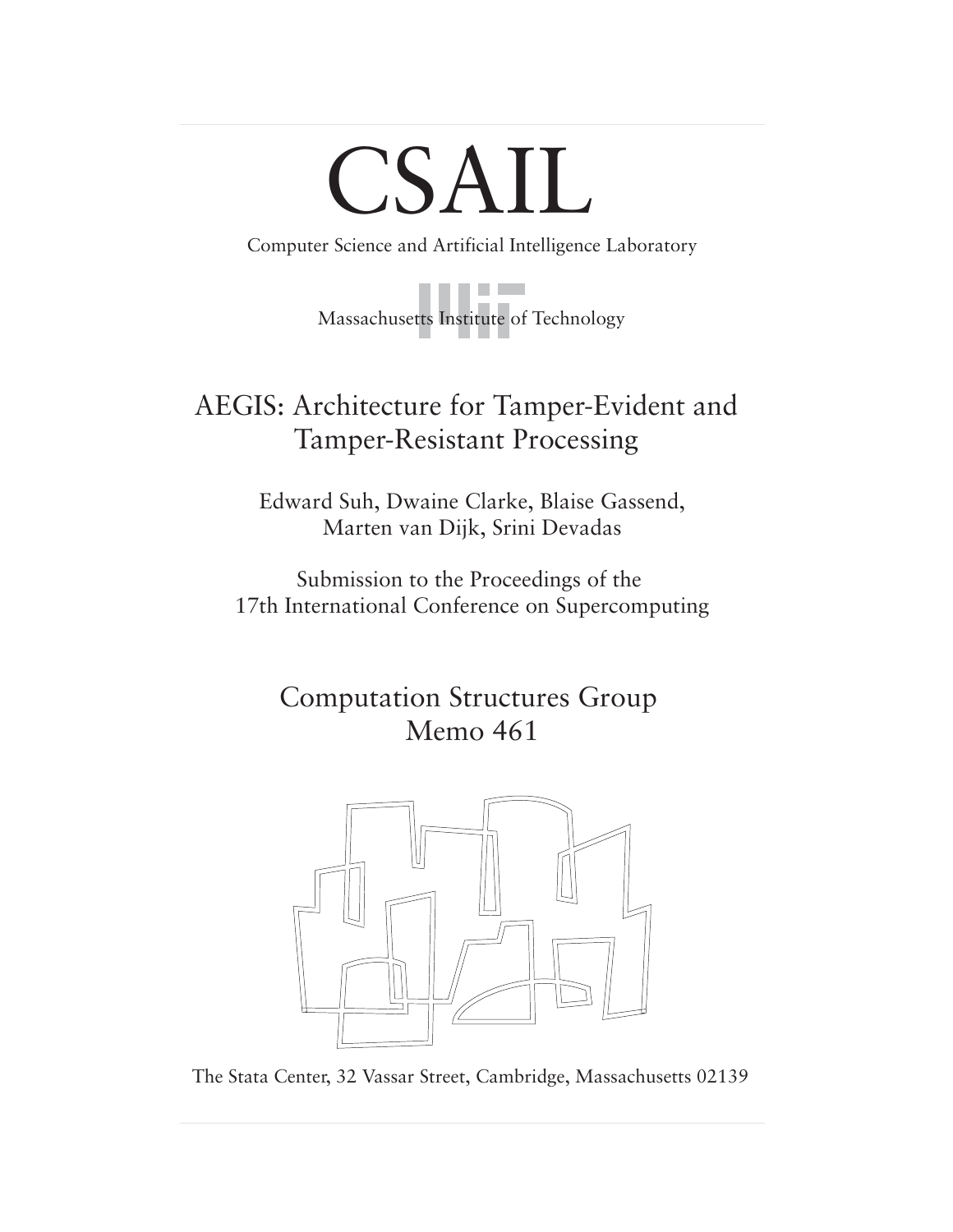# CSAIL

Computer Science and Artificial Intelligence Laboratory

Massachusetts Institute of Technology

## AEGIS: Architecture for Tamper-Evident and Tamper-Resistant Processing

Edward Suh, Dwaine Clarke, Blaise Gassend, Marten van Dijk, Srini Devadas

Submission to the Proceedings of the 17th International Conference on Supercomputing

## Computation Structures Group
## Memo 461

The Stata Center, 32 Vassar Street, Cambridge, Massachusetts 02139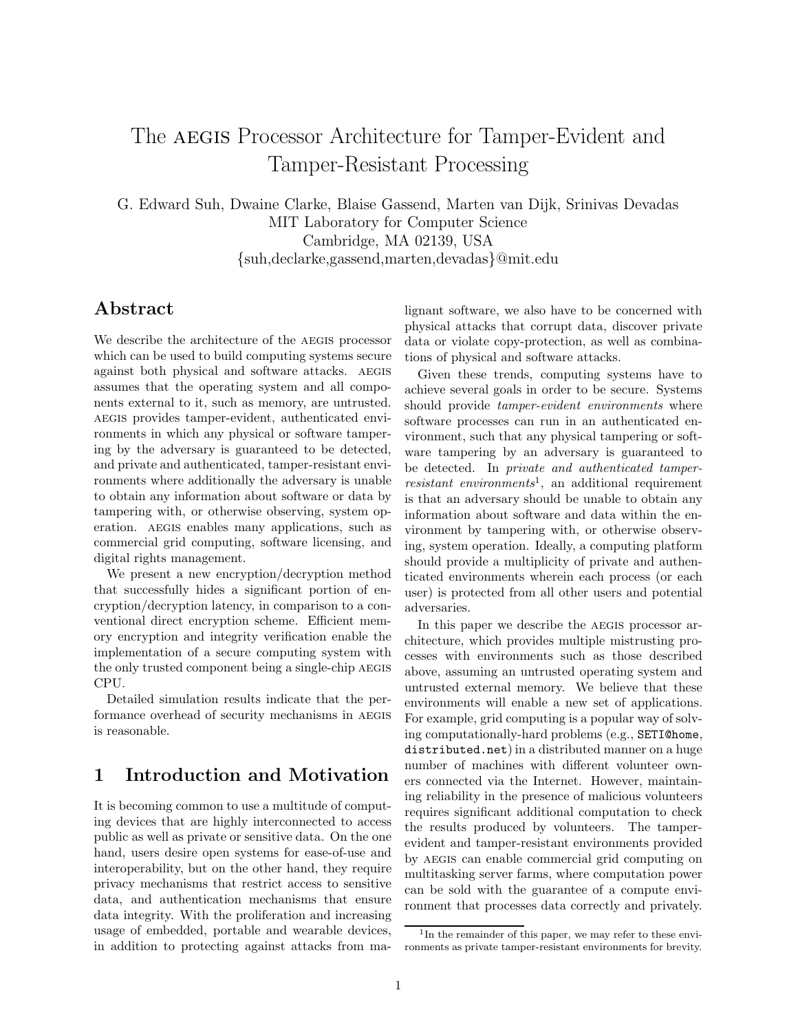# The AEGIS Processor Architecture for Tamper-Evident and Tamper-Resistant Processing

G. Edward Suh, Dwaine Clarke, Blaise Gassend, Marten van Dijk, Srinivas Devadas
MIT Laboratory for Computer Science
Cambridge, MA 02139, USA
{suh,declarke,gassend,marten,devadas}@mit.edu

## Abstract

We describe the architecture of the AEGIS processor which can be used to build computing systems secure against both physical and software attacks. AEGIS assumes that the operating system and all components external to it, such as memory, are untrusted. AEGIS provides tamper-evident, authenticated environments in which any physical or software tampering by the adversary is guaranteed to be detected, and private and authenticated, tamper-resistant environments where additionally the adversary is unable to obtain any information about software or data by tampering with, or otherwise observing, system operation. AEGIS enables many applications, such as commercial grid computing, software licensing, and digital rights management.

We present a new encryption/decryption method that successfully hides a significant portion of encryption/decryption latency, in comparison to a conventional direct encryption scheme. Efficient memory encryption and integrity verification enable the implementation of a secure computing system with the only trusted component being a single-chip AEGIS CPU.

Detailed simulation results indicate that the performance overhead of security mechanisms in AEGIS is reasonable.

## 1 Introduction and Motivation

It is becoming common to use a multitude of computing devices that are highly interconnected to access public as well as private or sensitive data. On the one hand, users desire open systems for ease-of-use and interoperability, but on the other hand, they require privacy mechanisms that restrict access to sensitive data, and authentication mechanisms that ensure data integrity. With the proliferation and increasing usage of embedded, portable and wearable devices, in addition to protecting against attacks from malignant software, we also have to be concerned with physical attacks that corrupt data, discover private data or violate copy-protection, as well as combinations of physical and software attacks.

Given these trends, computing systems have to achieve several goals in order to be secure. Systems should provide *tamper-evident environments* where software processes can run in an authenticated environment, such that any physical tampering or software tampering by an adversary is guaranteed to be detected. In *private and authenticated tamper-resistant environments*[1], an additional requirement is that an adversary should be unable to obtain any information about software and data within the environment by tampering with, or otherwise observing, system operation. Ideally, a computing platform should provide a multiplicity of private and authenticated environments wherein each process (or each user) is protected from all other users and potential adversaries.

In this paper we describe the AEGIS processor architecture, which provides multiple mistrusting processes with environments such as those described above, assuming an untrusted operating system and untrusted external memory. We believe that these environments will enable a new set of applications. For example, grid computing is a popular way of solving computationally-hard problems (e.g., SETI@home, distributed.net) in a distributed manner on a huge number of machines with different volunteer owners connected via the Internet. However, maintaining reliability in the presence of malicious volunteers requires significant additional computation to check the results produced by volunteers. The tamper-evident and tamper-resistant environments provided by AEGIS can enable commercial grid computing on multitasking server farms, where computation power can be sold with the guarantee of a compute environment that processes data correctly and privately.

[1] In the remainder of this paper, we may refer to these environments as private tamper-resistant environments for brevity.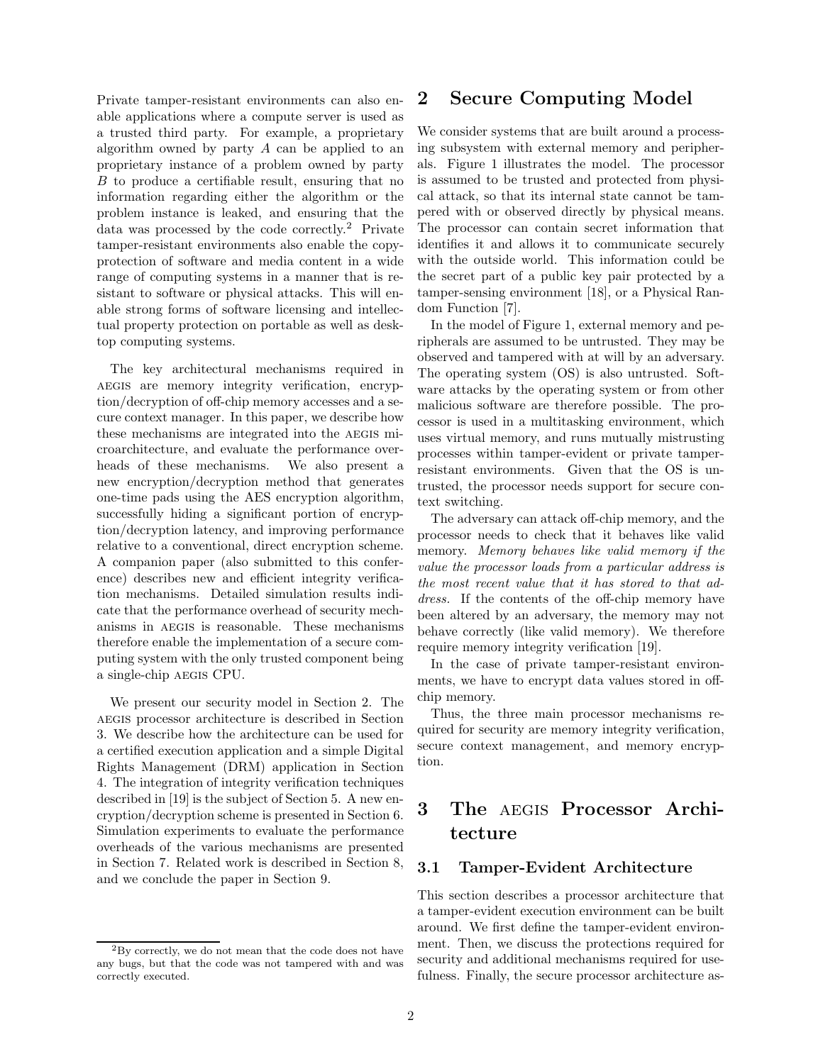Private tamper-resistant environments can also enable applications where a compute server is used as a trusted third party. For example, a proprietary algorithm owned by party $A$ can be applied to an proprietary instance of a problem owned by party $B$ to produce a certifiable result, ensuring that no information regarding either the algorithm or the problem instance is leaked, and ensuring that the data was processed by the code correctly.[2] Private tamper-resistant environments also enable the copy-protection of software and media content in a wide range of computing systems in a manner that is resistant to software or physical attacks. This will enable strong forms of software licensing and intellectual property protection on portable as well as desktop computing systems.

The key architectural mechanisms required in AEGIS are memory integrity verification, encryption/decryption of off-chip memory accesses and a secure context manager. In this paper, we describe how these mechanisms are integrated into the AEGIS microarchitecture, and evaluate the performance overheads of these mechanisms. We also present a new encryption/decryption method that generates one-time pads using the AES encryption algorithm, successfully hiding a significant portion of encryption/decryption latency, and improving performance relative to a conventional, direct encryption scheme. A companion paper (also submitted to this conference) describes new and efficient integrity verification mechanisms. Detailed simulation results indicate that the performance overhead of security mechanisms in AEGIS is reasonable. These mechanisms therefore enable the implementation of a secure computing system with the only trusted component being a single-chip AEGIS CPU.

We present our security model in Section 2. The AEGIS processor architecture is described in Section 3. We describe how the architecture can be used for a certified execution application and a simple Digital Rights Management (DRM) application in Section 4. The integration of integrity verification techniques described in [19] is the subject of Section 5. A new encryption/decryption scheme is presented in Section 6. Simulation experiments to evaluate the performance overheads of the various mechanisms are presented in Section 7. Related work is described in Section 8, and we conclude the paper in Section 9.

[2] By correctly, we do not mean that the code does not have any bugs, but that the code was not tampered with and was correctly executed.

# 2 Secure Computing Model

We consider systems that are built around a processing subsystem with external memory and peripherals. Figure 1 illustrates the model. The processor is assumed to be trusted and protected from physical attack, so that its internal state cannot be tampered with or observed directly by physical means. The processor can contain secret information that identifies it and allows it to communicate securely with the outside world. This information could be the secret part of a public key pair protected by a tamper-sensing environment [18], or a Physical Random Function [7].

In the model of Figure 1, external memory and peripherals are assumed to be untrusted. They may be observed and tampered with at will by an adversary. The operating system (OS) is also untrusted. Software attacks by the operating system or from other malicious software are therefore possible. The processor is used in a multitasking environment, which uses virtual memory, and runs mutually mistrusting processes within tamper-evident or private tamper-resistant environments. Given that the OS is untrusted, the processor needs support for secure context switching.

The adversary can attack off-chip memory, and the processor needs to check that it behaves like valid memory. *Memory behaves like valid memory if the value the processor loads from a particular address is the most recent value that it has stored to that address.* If the contents of the off-chip memory have been altered by an adversary, the memory may not behave correctly (like valid memory). We therefore require memory integrity verification [19].

In the case of private tamper-resistant environments, we have to encrypt data values stored in off-chip memory.

Thus, the three main processor mechanisms required for security are memory integrity verification, secure context management, and memory encryption.

# 3 The AEGIS Processor Architecture

## 3.1 Tamper-Evident Architecture

This section describes a processor architecture that a tamper-evident execution environment can be built around. We first define the tamper-evident environment. Then, we discuss the protections required for security and additional mechanisms required for usefulness. Finally, the secure processor architecture as-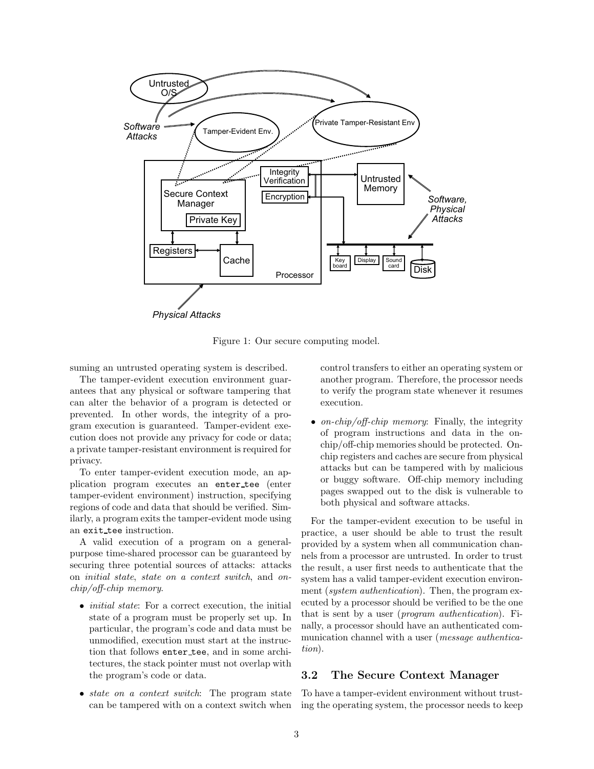Figure 1: Our secure computing model.

suming an untrusted operating system is described.

The tamper-evident execution environment guarantees that any physical or software tampering that can alter the behavior of a program is detected or prevented. In other words, the integrity of a program execution is guaranteed. Tamper-evident execution does not provide any privacy for code or data; a private tamper-resistant environment is required for privacy.

To enter tamper-evident execution mode, an application program executes an `enter_tee` (enter tamper-evident environment) instruction, specifying regions of code and data that should be verified. Similarly, a program exits the tamper-evident mode using an `exit_tee` instruction.

A valid execution of a program on a general-purpose time-shared processor can be guaranteed by securing three potential sources of attacks: attacks on *initial state*, *state on a context switch*, and *on-chip/off-chip memory*.

- *initial state*: For a correct execution, the initial state of a program must be properly set up. In particular, the program's code and data must be unmodified, execution must start at the instruction that follows `enter_tee`, and in some architectures, the stack pointer must not overlap with the program's code or data.
- *state on a context switch*: The program state can be tampered with on a context switch when control transfers to either an operating system or another program. Therefore, the processor needs to verify the program state whenever it resumes execution.
- *on-chip/off-chip memory*: Finally, the integrity of program instructions and data in the on-chip/off-chip memories should be protected. On-chip registers and caches are secure from physical attacks but can be tampered with by malicious or buggy software. Off-chip memory including pages swapped out to the disk is vulnerable to both physical and software attacks.

For the tamper-evident execution to be useful in practice, a user should be able to trust the result provided by a system when all communication channels from a processor are untrusted. In order to trust the result, a user first needs to authenticate that the system has a valid tamper-evident execution environment (*system authentication*). Then, the program executed by a processor should be verified to be the one that is sent by a user (*program authentication*). Finally, a processor should have an authenticated communication channel with a user (*message authentication*).

### 3.2 The Secure Context Manager

To have a tamper-evident environment without trusting the operating system, the processor needs to keep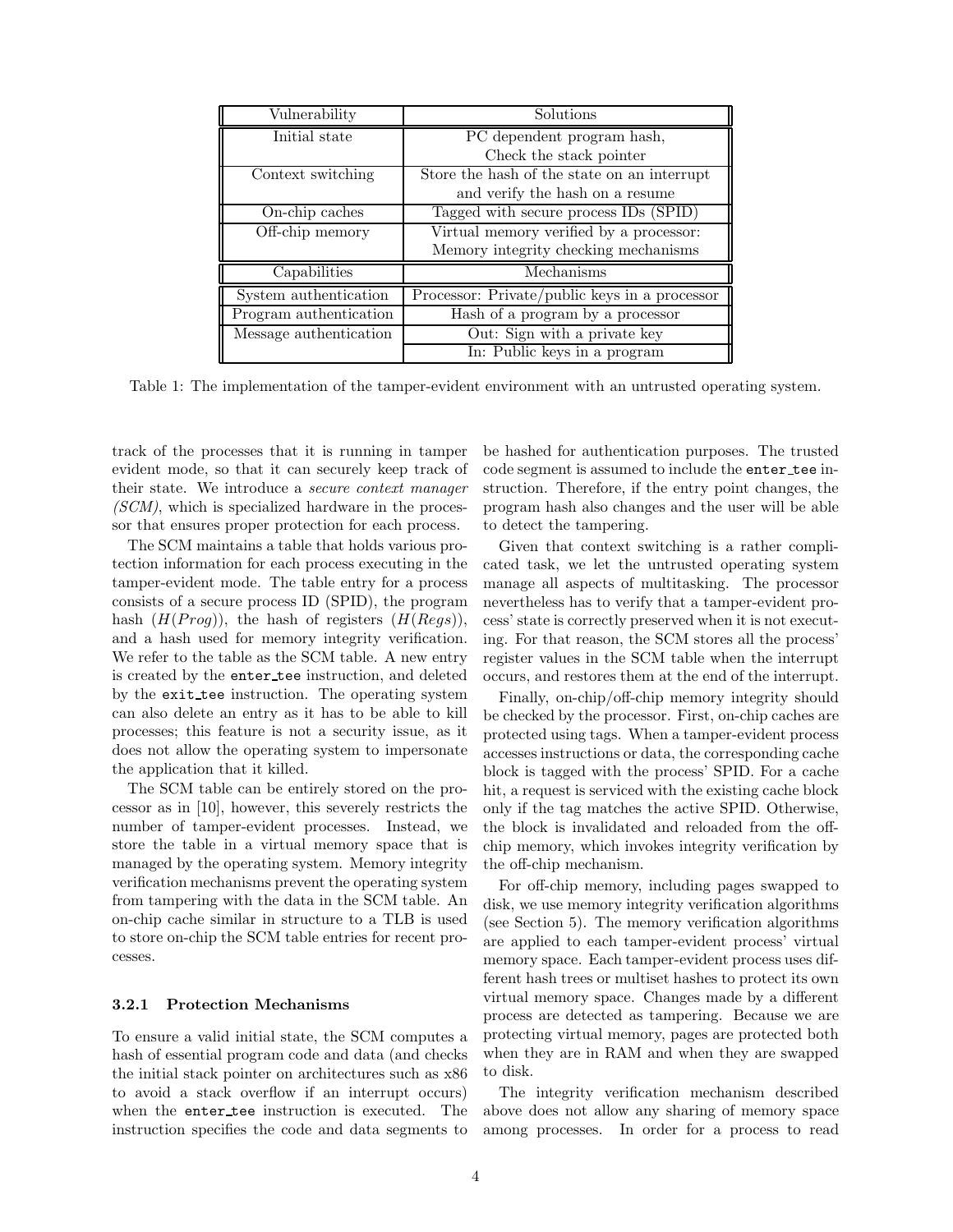| Vulnerability | Solutions |
|---|---|
| Initial state | PC dependent program hash, Check the stack pointer |
| Context switching | Store the hash of the state on an interrupt and verify the hash on a resume |
| On-chip caches | Tagged with secure process IDs (SPID) |
| Off-chip memory | Virtual memory verified by a processor: Memory integrity checking mechanisms |
| **Capabilities** | **Mechanisms** |
| System authentication | Processor: Private/public keys in a processor |
| Program authentication | Hash of a program by a processor |
| Message authentication | Out: Sign with a private key |
| | In: Public keys in a program |

Table 1: The implementation of the tamper-evident environment with an untrusted operating system.

track of the processes that it is running in tamper evident mode, so that it can securely keep track of their state. We introduce a *secure context manager (SCM)*, which is specialized hardware in the processor that ensures proper protection for each process.

The SCM maintains a table that holds various protection information for each process executing in the tamper-evident mode. The table entry for a process consists of a secure process ID (SPID), the program hash ($H(Prog)$), the hash of registers ($H(Regs)$), and a hash used for memory integrity verification. We refer to the table as the SCM table. A new entry is created by the `enter_tee` instruction, and deleted by the `exit_tee` instruction. The operating system can also delete an entry as it has to be able to kill processes; this feature is not a security issue, as it does not allow the operating system to impersonate the application that it killed.

The SCM table can be entirely stored on the processor as in [10], however, this severely restricts the number of tamper-evident processes. Instead, we store the table in a virtual memory space that is managed by the operating system. Memory integrity verification mechanisms prevent the operating system from tampering with the data in the SCM table. An on-chip cache similar in structure to a TLB is used to store on-chip the SCM table entries for recent processes.

#### 3.2.1 Protection Mechanisms

To ensure a valid initial state, the SCM computes a hash of essential program code and data (and checks the initial stack pointer on architectures such as x86 to avoid a stack overflow if an interrupt occurs) when the `enter_tee` instruction is executed. The instruction specifies the code and data segments to be hashed for authentication purposes. The trusted code segment is assumed to include the `enter_tee` instruction. Therefore, if the entry point changes, the program hash also changes and the user will be able to detect the tampering.

Given that context switching is a rather complicated task, we let the untrusted operating system manage all aspects of multitasking. The processor nevertheless has to verify that a tamper-evident process' state is correctly preserved when it is not executing. For that reason, the SCM stores all the process' register values in the SCM table when the interrupt occurs, and restores them at the end of the interrupt.

Finally, on-chip/off-chip memory integrity should be checked by the processor. First, on-chip caches are protected using tags. When a tamper-evident process accesses instructions or data, the corresponding cache block is tagged with the process' SPID. For a cache hit, a request is serviced with the existing cache block only if the tag matches the active SPID. Otherwise, the block is invalidated and reloaded from the off-chip memory, which invokes integrity verification by the off-chip mechanism.

For off-chip memory, including pages swapped to disk, we use memory integrity verification algorithms (see Section 5). The memory verification algorithms are applied to each tamper-evident process' virtual memory space. Each tamper-evident process uses different hash trees or multiset hashes to protect its own virtual memory space. Changes made by a different process are detected as tampering. Because we are protecting virtual memory, pages are protected both when they are in RAM and when they are swapped to disk.

The integrity verification mechanism described above does not allow any sharing of memory space among processes. In order for a process to read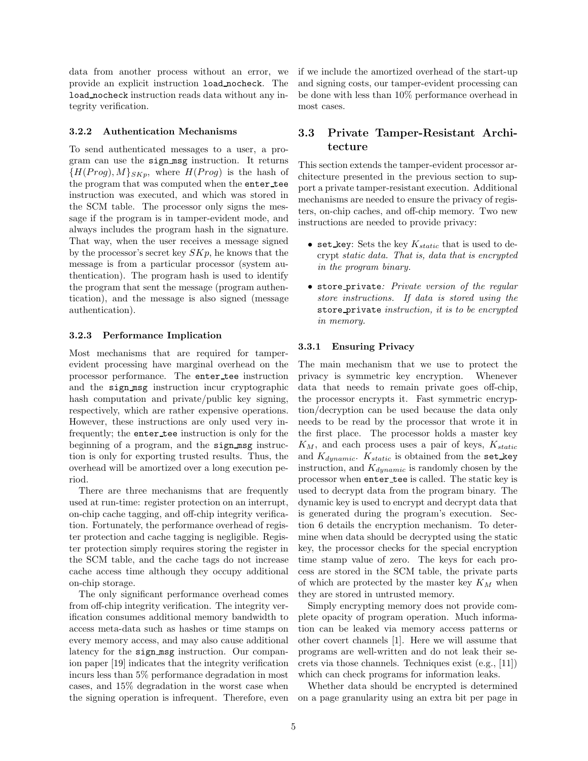data from another process without an error, we provide an explicit instruction load_nocheck. The load_nocheck instruction reads data without any integrity verification.

### 3.2.2 Authentication Mechanisms

To send authenticated messages to a user, a program can use the sign_msg instruction. It returns $\{H(Prog), M\}_{SKp}$, where $H(Prog)$ is the hash of the program that was computed when the enter_tee instruction was executed, and which was stored in the SCM table. The processor only signs the message if the program is in tamper-evident mode, and always includes the program hash in the signature. That way, when the user receives a message signed by the processor's secret key $SKp$, he knows that the message is from a particular processor (system authentication). The program hash is used to identify the program that sent the message (program authentication), and the message is also signed (message authentication).

### 3.2.3 Performance Implication

Most mechanisms that are required for tamper-evident processing have marginal overhead on the processor performance. The enter_tee instruction and the sign_msg instruction incur cryptographic hash computation and private/public key signing, respectively, which are rather expensive operations. However, these instructions are only used very infrequently; the enter_tee instruction is only for the beginning of a program, and the sign_msg instruction is only for exporting trusted results. Thus, the overhead will be amortized over a long execution period.

There are three mechanisms that are frequently used at run-time: register protection on an interrupt, on-chip cache tagging, and off-chip integrity verification. Fortunately, the performance overhead of register protection and cache tagging is negligible. Register protection simply requires storing the register in the SCM table, and the cache tags do not increase cache access time although they occupy additional on-chip storage.

The only significant performance overhead comes from off-chip integrity verification. The integrity verification consumes additional memory bandwidth to access meta-data such as hashes or time stamps on every memory access, and may also cause additional latency for the sign_msg instruction. Our companion paper [19] indicates that the integrity verification incurs less than 5% performance degradation in most cases, and 15% degradation in the worst case when the signing operation is infrequent. Therefore, even if we include the amortized overhead of the start-up and signing costs, our tamper-evident processing can be done with less than 10% performance overhead in most cases.

## 3.3 Private Tamper-Resistant Architecture

This section extends the tamper-evident processor architecture presented in the previous section to support a private tamper-resistant execution. Additional mechanisms are needed to ensure the privacy of registers, on-chip caches, and off-chip memory. Two new instructions are needed to provide privacy:

- set_key: Sets the key $K_{static}$ that is used to decrypt *static data. That is, data that is encrypted in the program binary.*
- store_private*: Private version of the regular store instructions. If data is stored using the* store_private *instruction, it is to be encrypted in memory.*

### 3.3.1 Ensuring Privacy

The main mechanism that we use to protect the privacy is symmetric key encryption. Whenever data that needs to remain private goes off-chip, the processor encrypts it. Fast symmetric encryption/decryption can be used because the data only needs to be read by the processor that wrote it in the first place. The processor holds a master key $K_M$, and each process uses a pair of keys, $K_{static}$ and $K_{dynamic}$. $K_{static}$ is obtained from the set_key instruction, and $K_{dynamic}$ is randomly chosen by the processor when enter_tee is called. The static key is used to decrypt data from the program binary. The dynamic key is used to encrypt and decrypt data that is generated during the program's execution. Section 6 details the encryption mechanism. To determine when data should be decrypted using the static key, the processor checks for the special encryption time stamp value of zero. The keys for each process are stored in the SCM table, the private parts of which are protected by the master key $K_M$ when they are stored in untrusted memory.

Simply encrypting memory does not provide complete opacity of program operation. Much information can be leaked via memory access patterns or other covert channels [1]. Here we will assume that programs are well-written and do not leak their secrets via those channels. Techniques exist (e.g., [11]) which can check programs for information leaks.

Whether data should be encrypted is determined on a page granularity using an extra bit per page in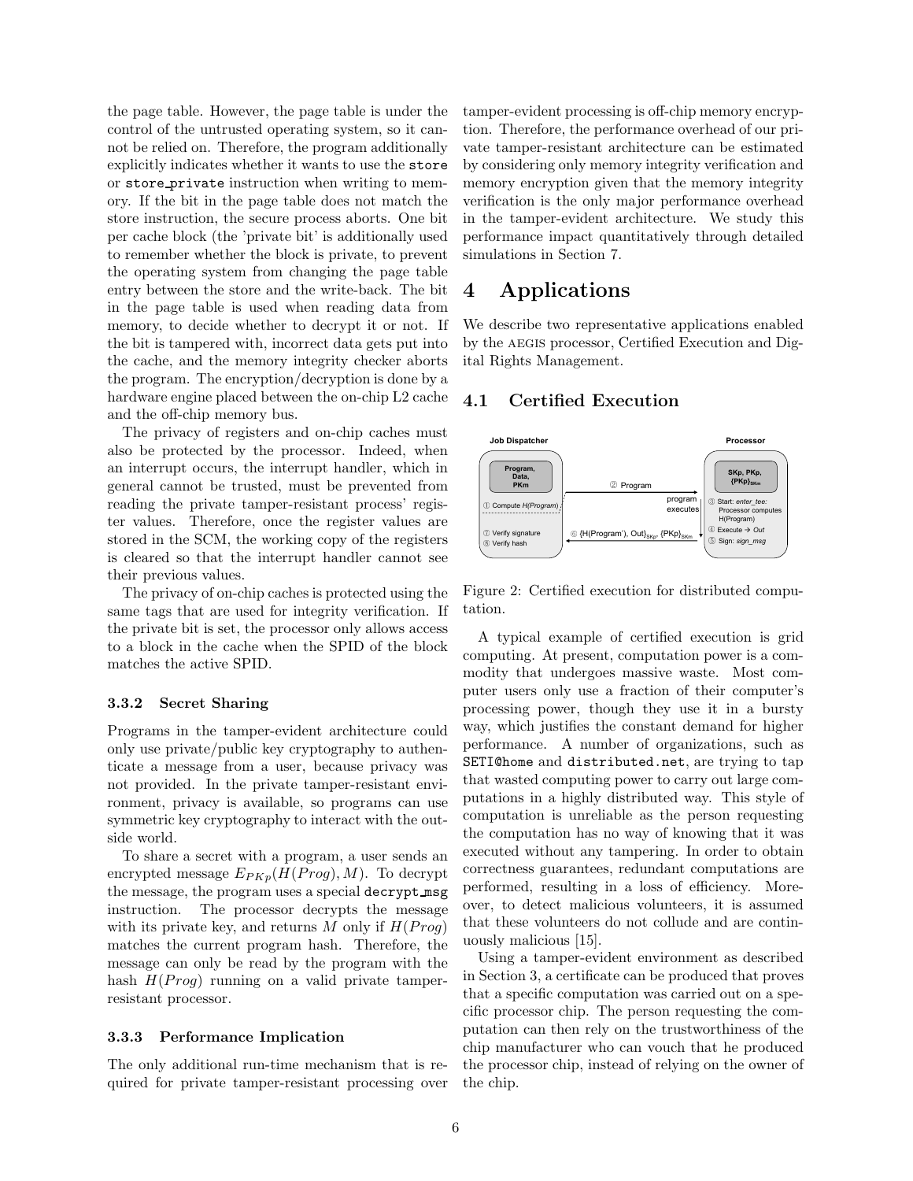the page table. However, the page table is under the control of the untrusted operating system, so it cannot be relied on. Therefore, the program additionally explicitly indicates whether it wants to use the `store` or `store_private` instruction when writing to memory. If the bit in the page table does not match the store instruction, the secure process aborts. One bit per cache block (the 'private bit' is additionally used to remember whether the block is private, to prevent the operating system from changing the page table entry between the store and the write-back. The bit in the page table is used when reading data from memory, to decide whether to decrypt it or not. If the bit is tampered with, incorrect data gets put into the cache, and the memory integrity checker aborts the program. The encryption/decryption is done by a hardware engine placed between the on-chip L2 cache and the off-chip memory bus.

The privacy of registers and on-chip caches must also be protected by the processor. Indeed, when an interrupt occurs, the interrupt handler, which in general cannot be trusted, must be prevented from reading the private tamper-resistant process' register values. Therefore, once the register values are stored in the SCM, the working copy of the registers is cleared so that the interrupt handler cannot see their previous values.

The privacy of on-chip caches is protected using the same tags that are used for integrity verification. If the private bit is set, the processor only allows access to a block in the cache when the SPID of the block matches the active SPID.

### 3.3.2 Secret Sharing

Programs in the tamper-evident architecture could only use private/public key cryptography to authenticate a message from a user, because privacy was not provided. In the private tamper-resistant environment, privacy is available, so programs can use symmetric key cryptography to interact with the outside world.

To share a secret with a program, a user sends an encrypted message $E_{PKp}(H(Prog), M)$. To decrypt the message, the program uses a special `decrypt_msg` instruction. The processor decrypts the message with its private key, and returns $M$ only if $H(Prog)$ matches the current program hash. Therefore, the message can only be read by the program with the hash $H(Prog)$ running on a valid private tamper-resistant processor.

### 3.3.3 Performance Implication

The only additional run-time mechanism that is required for private tamper-resistant processing over tamper-evident processing is off-chip memory encryption. Therefore, the performance overhead of our private tamper-resistant architecture can be estimated by considering only memory integrity verification and memory encryption given that the memory integrity verification is the only major performance overhead in the tamper-evident architecture. We study this performance impact quantitatively through detailed simulations in Section 7.

# 4 Applications

We describe two representative applications enabled by the AEGIS processor, Certified Execution and Digital Rights Management.

## 4.1 Certified Execution

Figure 2: Certified execution for distributed computation.

A typical example of certified execution is grid computing. At present, computation power is a commodity that undergoes massive waste. Most computer users only use a fraction of their computer's processing power, though they use it in a bursty way, which justifies the constant demand for higher performance. A number of organizations, such as `SETI@home` and `distributed.net`, are trying to tap that wasted computing power to carry out large computations in a highly distributed way. This style of computation is unreliable as the person requesting the computation has no way of knowing that it was executed without any tampering. In order to obtain correctness guarantees, redundant computations are performed, resulting in a loss of efficiency. Moreover, to detect malicious volunteers, it is assumed that these volunteers do not collude and are continuously malicious [15].

Using a tamper-evident environment as described in Section 3, a certificate can be produced that proves that a specific computation was carried out on a specific processor chip. The person requesting the computation can then rely on the trustworthiness of the chip manufacturer who can vouch that he produced the processor chip, instead of relying on the owner of the chip.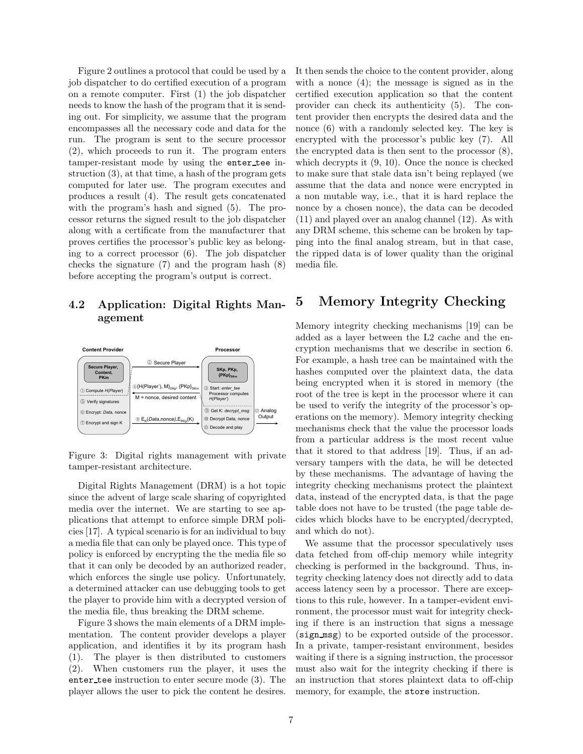Figure 2 outlines a protocol that could be used by a job dispatcher to do certified execution of a program on a remote computer. First (1) the job dispatcher needs to know the hash of the program that it is sending out. For simplicity, we assume that the program encompasses all the necessary code and data for the run. The program is sent to the secure processor (2), which proceeds to run it. The program enters tamper-resistant mode by using the `enter_tee` instruction (3), at that time, a hash of the program gets computed for later use. The program executes and produces a result (4). The result gets concatenated with the program's hash and signed (5). The processor returns the signed result to the job dispatcher along with a certificate from the manufacturer that proves certifies the processor's public key as belonging to a correct processor (6). The job dispatcher checks the signature (7) and the program hash (8) before accepting the program's output is correct.

## 4.2 Application: Digital Rights Management

Figure 3: Digital rights management with private tamper-resistant architecture.

Digital Rights Management (DRM) is a hot topic since the advent of large scale sharing of copyrighted media over the internet. We are starting to see applications that attempt to enforce simple DRM policies [17]. A typical scenario is for an individual to buy a media file that can only be played once. This type of policy is enforced by encrypting the the media file so that it can only be decoded by an authorized reader, which enforces the single use policy. Unfortunately, a determined attacker can use debugging tools to get the player to provide him with a decrypted version of the media file, thus breaking the DRM scheme.

Figure 3 shows the main elements of a DRM implementation. The content provider develops a player application, and identifies it by its program hash (1). The player is then distributed to customers (2). When customers run the player, it uses the `enter_tee` instruction to enter secure mode (3). The player allows the user to pick the content he desires. It then sends the choice to the content provider, along with a nonce (4); the message is signed as in the certified execution application so that the content provider can check its authenticity (5). The content provider then encrypts the desired data and the nonce (6) with a randomly selected key. The key is encrypted with the processor's public key (7). All the encrypted data is then sent to the processor (8), which decrypts it (9, 10). Once the nonce is checked to make sure that stale data isn't being replayed (we assume that the data and nonce were encrypted in a non mutable way, i.e., that it is hard replace the nonce by a chosen nonce), the data can be decoded (11) and played over an analog channel (12). As with any DRM scheme, this scheme can be broken by tapping into the final analog stream, but in that case, the ripped data is of lower quality than the original media file.

# 5 Memory Integrity Checking

Memory integrity checking mechanisms [19] can be added as a layer between the L2 cache and the encryption mechanisms that we describe in section 6. For example, a hash tree can be maintained with the hashes computed over the plaintext data, the data being encrypted when it is stored in memory (the root of the tree is kept in the processor where it can be used to verify the integrity of the processor's operations on the memory). Memory integrity checking mechanisms check that the value the processor loads from a particular address is the most recent value that it stored to that address [19]. Thus, if an adversary tampers with the data, he will be detected by these mechanisms. The advantage of having the integrity checking mechanisms protect the plaintext data, instead of the encrypted data, is that the page table does not have to be trusted (the page table decides which blocks have to be encrypted/decrypted, and which do not).

We assume that the processor speculatively uses data fetched from off-chip memory while integrity checking is performed in the background. Thus, integrity checking latency does not directly add to data access latency seen by a processor. There are exceptions to this rule, however. In a tamper-evident environment, the processor must wait for integrity checking if there is an instruction that signs a message (`sign_msg`) to be exported outside of the processor. In a private, tamper-resistant environment, besides waiting if there is a signing instruction, the processor must also wait for the integrity checking if there is an instruction that stores plaintext data to off-chip memory, for example, the `store` instruction.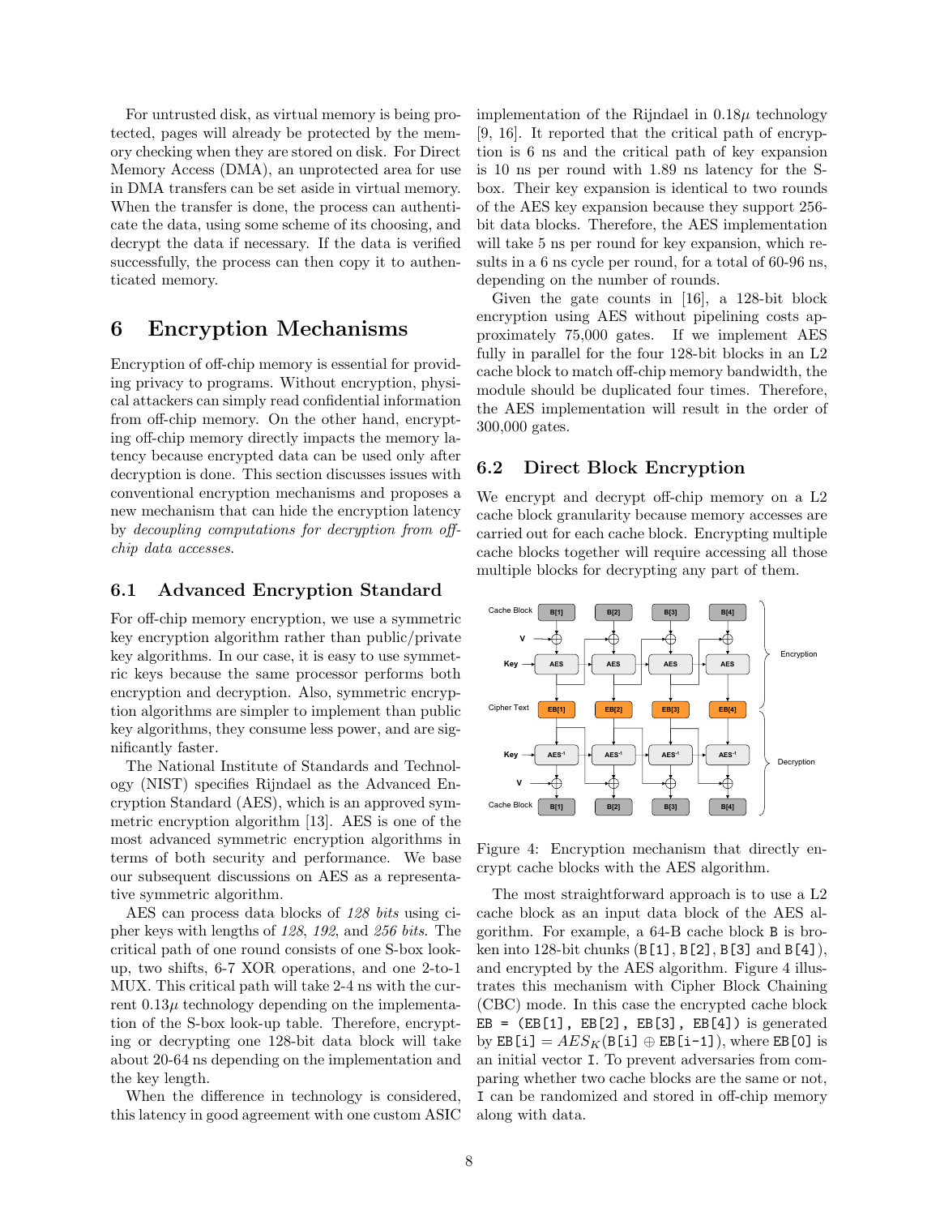For untrusted disk, as virtual memory is being protected, pages will already be protected by the memory checking when they are stored on disk. For Direct Memory Access (DMA), an unprotected area for use in DMA transfers can be set aside in virtual memory. When the transfer is done, the process can authenticate the data, using some scheme of its choosing, and decrypt the data if necessary. If the data is verified successfully, the process can then copy it to authenticated memory.

# 6 Encryption Mechanisms

Encryption of off-chip memory is essential for providing privacy to programs. Without encryption, physical attackers can simply read confidential information from off-chip memory. On the other hand, encrypting off-chip memory directly impacts the memory latency because encrypted data can be used only after decryption is done. This section discusses issues with conventional encryption mechanisms and proposes a new mechanism that can hide the encryption latency by *decoupling computations for decryption from off-chip data accesses*.

## 6.1 Advanced Encryption Standard

For off-chip memory encryption, we use a symmetric key encryption algorithm rather than public/private key algorithms. In our case, it is easy to use symmetric keys because the same processor performs both encryption and decryption. Also, symmetric encryption algorithms are simpler to implement than public key algorithms, they consume less power, and are significantly faster.

The National Institute of Standards and Technology (NIST) specifies Rijndael as the Advanced Encryption Standard (AES), which is an approved symmetric encryption algorithm [13]. AES is one of the most advanced symmetric encryption algorithms in terms of both security and performance. We base our subsequent discussions on AES as a representative symmetric algorithm.

AES can process data blocks of *128 bits* using cipher keys with lengths of *128*, *192*, and *256 bits*. The critical path of one round consists of one S-box look-up, two shifts, 6-7 XOR operations, and one 2-to-1 MUX. This critical path will take 2-4 ns with the current $0.13\mu$ technology depending on the implementation of the S-box look-up table. Therefore, encrypting or decrypting one 128-bit data block will take about 20-64 ns depending on the implementation and the key length.

When the difference in technology is considered, this latency in good agreement with one custom ASIC implementation of the Rijndael in $0.18\mu$ technology [9, 16]. It reported that the critical path of encryption is 6 ns and the critical path of key expansion is 10 ns per round with 1.89 ns latency for the S-box. Their key expansion is identical to two rounds of the AES key expansion because they support 256-bit data blocks. Therefore, the AES implementation will take 5 ns per round for key expansion, which results in a 6 ns cycle per round, for a total of 60-96 ns, depending on the number of rounds.

Given the gate counts in [16], a 128-bit block encryption using AES without pipelining costs approximately 75,000 gates. If we implement AES fully in parallel for the four 128-bit blocks in an L2 cache block to match off-chip memory bandwidth, the module should be duplicated four times. Therefore, the AES implementation will result in the order of 300,000 gates.

## 6.2 Direct Block Encryption

We encrypt and decrypt off-chip memory on a L2 cache block granularity because memory accesses are carried out for each cache block. Encrypting multiple cache blocks together will require accessing all those multiple blocks for decrypting any part of them.

Figure 4: Encryption mechanism that directly encrypt cache blocks with the AES algorithm.

The most straightforward approach is to use a L2 cache block as an input data block of the AES algorithm. For example, a 64-B cache block `B` is broken into 128-bit chunks (`B[1]`, `B[2]`, `B[3]` and `B[4]`), and encrypted by the AES algorithm. Figure 4 illustrates this mechanism with Cipher Block Chaining (CBC) mode. In this case the encrypted cache block `EB = (EB[1], EB[2], EB[3], EB[4])` is generated by $\texttt{EB[i]} = AES_K(\texttt{B[i]} \oplus \texttt{EB[i-1]})$, where `EB[0]` is an initial vector `I`. To prevent adversaries from comparing whether two cache blocks are the same or not, `I` can be randomized and stored in off-chip memory along with data.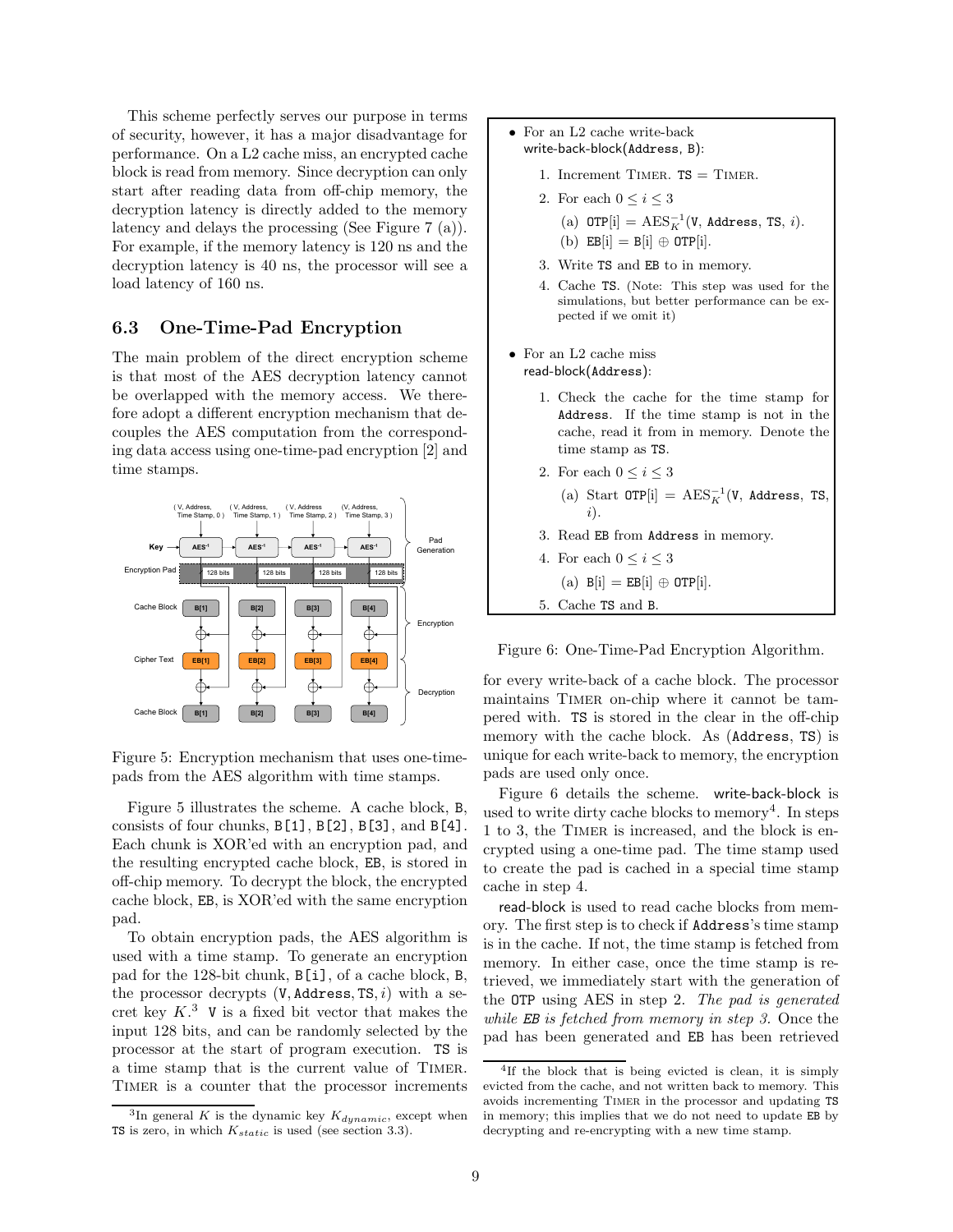This scheme perfectly serves our purpose in terms of security, however, it has a major disadvantage for performance. On a L2 cache miss, an encrypted cache block is read from memory. Since decryption can only start after reading data from off-chip memory, the decryption latency is directly added to the memory latency and delays the processing (See Figure 7 (a)). For example, if the memory latency is 120 ns and the decryption latency is 40 ns, the processor will see a load latency of 160 ns.

### 6.3 One-Time-Pad Encryption

The main problem of the direct encryption scheme is that most of the AES decryption latency cannot be overlapped with the memory access. We therefore adopt a different encryption mechanism that decouples the AES computation from the corresponding data access using one-time-pad encryption [2] and time stamps.

Figure 5: Encryption mechanism that uses one-time-pads from the AES algorithm with time stamps.

Figure 5 illustrates the scheme. A cache block, B, consists of four chunks, B[1], B[2], B[3], and B[4]. Each chunk is XOR'ed with an encryption pad, and the resulting encrypted cache block, EB, is stored in off-chip memory. To decrypt the block, the encrypted cache block, EB, is XOR'ed with the same encryption pad.

To obtain encryption pads, the AES algorithm is used with a time stamp. To generate an encryption pad for the 128-bit chunk, B[i], of a cache block, B, the processor decrypts (V, Address, TS, $i$) with a secret key $K$.[3] V is a fixed bit vector that makes the input 128 bits, and can be randomly selected by the processor at the start of program execution. TS is a time stamp that is the current value of TIMER. TIMER is a counter that the processor increments

- For an L2 cache write-back
  write-back-block(Address, B):
  1. Increment TIMER. TS = TIMER.
  2. For each $0 \leq i \leq 3$
     (a) OTP[i] = $\text{AES}_K^{-1}$(V, Address, TS, $i$).
     (b) EB[i] = B[i] $\oplus$ OTP[i].
  3. Write TS and EB to in memory.
  4. Cache TS. (Note: This step was used for the simulations, but better performance can be expected if we omit it)

- For an L2 cache miss
  read-block(Address):
  1. Check the cache for the time stamp for Address. If the time stamp is not in the cache, read it from in memory. Denote the time stamp as TS.
  2. For each $0 \leq i \leq 3$
     (a) Start OTP[i] = $\text{AES}_K^{-1}$(V, Address, TS, $i$).
  3. Read EB from Address in memory.
  4. For each $0 \leq i \leq 3$
     (a) B[i] = EB[i] $\oplus$ OTP[i].
  5. Cache TS and B.

Figure 6: One-Time-Pad Encryption Algorithm.

for every write-back of a cache block. The processor maintains TIMER on-chip where it cannot be tampered with. TS is stored in the clear in the off-chip memory with the cache block. As (Address, TS) is unique for each write-back to memory, the encryption pads are used only once.

Figure 6 details the scheme. write-back-block is used to write dirty cache blocks to memory[4]. In steps 1 to 3, the TIMER is increased, and the block is encrypted using a one-time pad. The time stamp used to create the pad is cached in a special time stamp cache in step 4.

read-block is used to read cache blocks from memory. The first step is to check if Address's time stamp is in the cache. If not, the time stamp is fetched from memory. In either case, once the time stamp is retrieved, we immediately start with the generation of the OTP using AES in step 2. *The pad is generated while EB is fetched from memory in step 3.* Once the pad has been generated and EB has been retrieved

[3] In general $K$ is the dynamic key $K_{dynamic}$, except when TS is zero, in which $K_{static}$ is used (see section 3.3).

[4] If the block that is being evicted is clean, it is simply evicted from the cache, and not written back to memory. This avoids incrementing TIMER in the processor and updating TS in memory; this implies that we do not need to update EB by decrypting and re-encrypting with a new time stamp.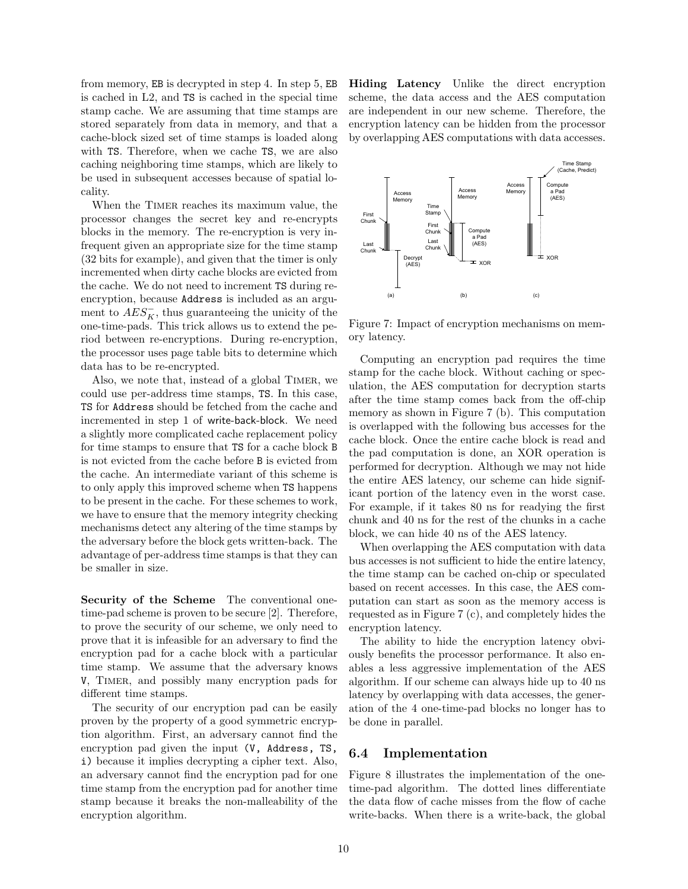from memory, EB is decrypted in step 4. In step 5, EB is cached in L2, and TS is cached in the special time stamp cache. We are assuming that time stamps are stored separately from data in memory, and that a cache-block sized set of time stamps is loaded along with TS. Therefore, when we cache TS, we are also caching neighboring time stamps, which are likely to be used in subsequent accesses because of spatial locality.

When the TIMER reaches its maximum value, the processor changes the secret key and re-encrypts blocks in the memory. The re-encryption is very infrequent given an appropriate size for the time stamp (32 bits for example), and given that the timer is only incremented when dirty cache blocks are evicted from the cache. We do not need to increment TS during re-encryption, because Address is included as an argument to $AES_K^-$, thus guaranteeing the unicity of the one-time-pads. This trick allows us to extend the period between re-encryptions. During re-encryption, the processor uses page table bits to determine which data has to be re-encrypted.

Also, we note that, instead of a global TIMER, we could use per-address time stamps, TS. In this case, TS for Address should be fetched from the cache and incremented in step 1 of write-back-block. We need a slightly more complicated cache replacement policy for time stamps to ensure that TS for a cache block B is not evicted from the cache before B is evicted from the cache. An intermediate variant of this scheme is to only apply this improved scheme when TS happens to be present in the cache. For these schemes to work, we have to ensure that the memory integrity checking mechanisms detect any altering of the time stamps by the adversary before the block gets written-back. The advantage of per-address time stamps is that they can be smaller in size.

**Security of the Scheme** The conventional one-time-pad scheme is proven to be secure [2]. Therefore, to prove the security of our scheme, we only need to prove that it is infeasible for an adversary to find the encryption pad for a cache block with a particular time stamp. We assume that the adversary knows V, TIMER, and possibly many encryption pads for different time stamps.

The security of our encryption pad can be easily proven by the property of a good symmetric encryption algorithm. First, an adversary cannot find the encryption pad given the input (V, Address, TS, i) because it implies decrypting a cipher text. Also, an adversary cannot find the encryption pad for one time stamp from the encryption pad for another time stamp because it breaks the non-malleability of the encryption algorithm.

**Hiding Latency** Unlike the direct encryption scheme, the data access and the AES computation are independent in our new scheme. Therefore, the encryption latency can be hidden from the processor by overlapping AES computations with data accesses.

Figure 7: Impact of encryption mechanisms on memory latency.

Computing an encryption pad requires the time stamp for the cache block. Without caching or speculation, the AES computation for decryption starts after the time stamp comes back from the off-chip memory as shown in Figure 7 (b). This computation is overlapped with the following bus accesses for the cache block. Once the entire cache block is read and the pad computation is done, an XOR operation is performed for decryption. Although we may not hide the entire AES latency, our scheme can hide significant portion of the latency even in the worst case. For example, if it takes 80 ns for readying the first chunk and 40 ns for the rest of the chunks in a cache block, we can hide 40 ns of the AES latency.

When overlapping the AES computation with data bus accesses is not sufficient to hide the entire latency, the time stamp can be cached on-chip or speculated based on recent accesses. In this case, the AES computation can start as soon as the memory access is requested as in Figure 7 (c), and completely hides the encryption latency.

The ability to hide the encryption latency obviously benefits the processor performance. It also enables a less aggressive implementation of the AES algorithm. If our scheme can always hide up to 40 ns latency by overlapping with data accesses, the generation of the 4 one-time-pad blocks no longer has to be done in parallel.

## 6.4 Implementation

Figure 8 illustrates the implementation of the one-time-pad algorithm. The dotted lines differentiate the data flow of cache misses from the flow of cache write-backs. When there is a write-back, the global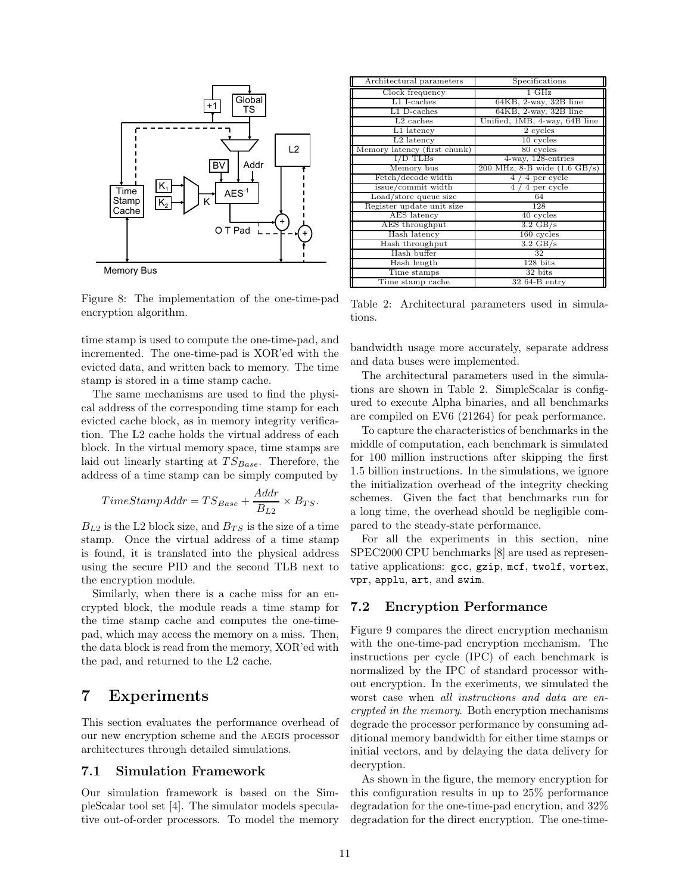Figure 8: The implementation of the one-time-pad encryption algorithm.

| Architectural parameters | Specifications |
|---|---|
| Clock frequency | 1 GHz |
| L1 I-caches | 64KB, 2-way, 32B line |
| L1 D-caches | 64KB, 2-way, 32B line |
| L2 caches | Unified, 1MB, 4-way, 64B line |
| L1 latency | 2 cycles |
| L2 latency | 10 cycles |
| Memory latency (first chunk) | 80 cycles |
| I/D TLBs | 4-way, 128-entries |
| Memory bus | 200 MHz, 8-B wide (1.6 GB/s) |
| Fetch/decode width | 4 / 4 per cycle |
| issue/commit width | 4 / 4 per cycle |
| Load/store queue size | 64 |
| Register update unit size | 128 |
| AES latency | 40 cycles |
| AES throughput | 3.2 GB/s |
| Hash latency | 160 cycles |
| Hash throughput | 3.2 GB/s |
| Hash buffer | 32 |
| Hash length | 128 bits |
| Time stamps | 32 bits |
| Time stamp cache | 32 64-B entry |

Table 2: Architectural parameters used in simulations.

time stamp is used to compute the one-time-pad, and incremented. The one-time-pad is XOR'ed with the evicted data, and written back to memory. The time stamp is stored in a time stamp cache.

The same mechanisms are used to find the physical address of the corresponding time stamp for each evicted cache block, as in memory integrity verification. The L2 cache holds the virtual address of each block. In the virtual memory space, time stamps are laid out linearly starting at $TS_{Base}$. Therefore, the address of a time stamp can be simply computed by

$$TimeStampAddr = TS_{Base} + \frac{Addr}{B_{L2}} \times B_{TS}.$$

$B_{L2}$ is the L2 block size, and $B_{TS}$ is the size of a time stamp. Once the virtual address of a time stamp is found, it is translated into the physical address using the secure PID and the second TLB next to the encryption module.

Similarly, when there is a cache miss for an encrypted block, the module reads a time stamp for the time stamp cache and computes the one-time-pad, which may access the memory on a miss. Then, the data block is read from the memory, XOR'ed with the pad, and returned to the L2 cache.

# 7 Experiments

This section evaluates the performance overhead of our new encryption scheme and the AEGIS processor architectures through detailed simulations.

## 7.1 Simulation Framework

Our simulation framework is based on the SimpleScalar tool set [4]. The simulator models speculative out-of-order processors. To model the memory bandwidth usage more accurately, separate address and data buses were implemented.

The architectural parameters used in the simulations are shown in Table 2. SimpleScalar is configured to execute Alpha binaries, and all benchmarks are compiled on EV6 (21264) for peak performance.

To capture the characteristics of benchmarks in the middle of computation, each benchmark is simulated for 100 million instructions after skipping the first 1.5 billion instructions. In the simulations, we ignore the initialization overhead of the integrity checking schemes. Given the fact that benchmarks run for a long time, the overhead should be negligible compared to the steady-state performance.

For all the experiments in this section, nine SPEC2000 CPU benchmarks [8] are used as representative applications: `gcc`, `gzip`, `mcf`, `twolf`, `vortex`, `vpr`, `applu`, `art`, and `swim`.

## 7.2 Encryption Performance

Figure 9 compares the direct encryption mechanism with the one-time-pad encryption mechanism. The instructions per cycle (IPC) of each benchmark is normalized by the IPC of standard processor without encryption. In the exeriments, we simulated the worst case when *all instructions and data are encrypted in the memory*. Both encryption mechanisms degrade the processor performance by consuming additional memory bandwidth for either time stamps or initial vectors, and by delaying the data delivery for decryption.

As shown in the figure, the memory encryption for this configuration results in up to 25% performance degradation for the one-time-pad encrytion, and 32% degradation for the direct encryption. The one-time-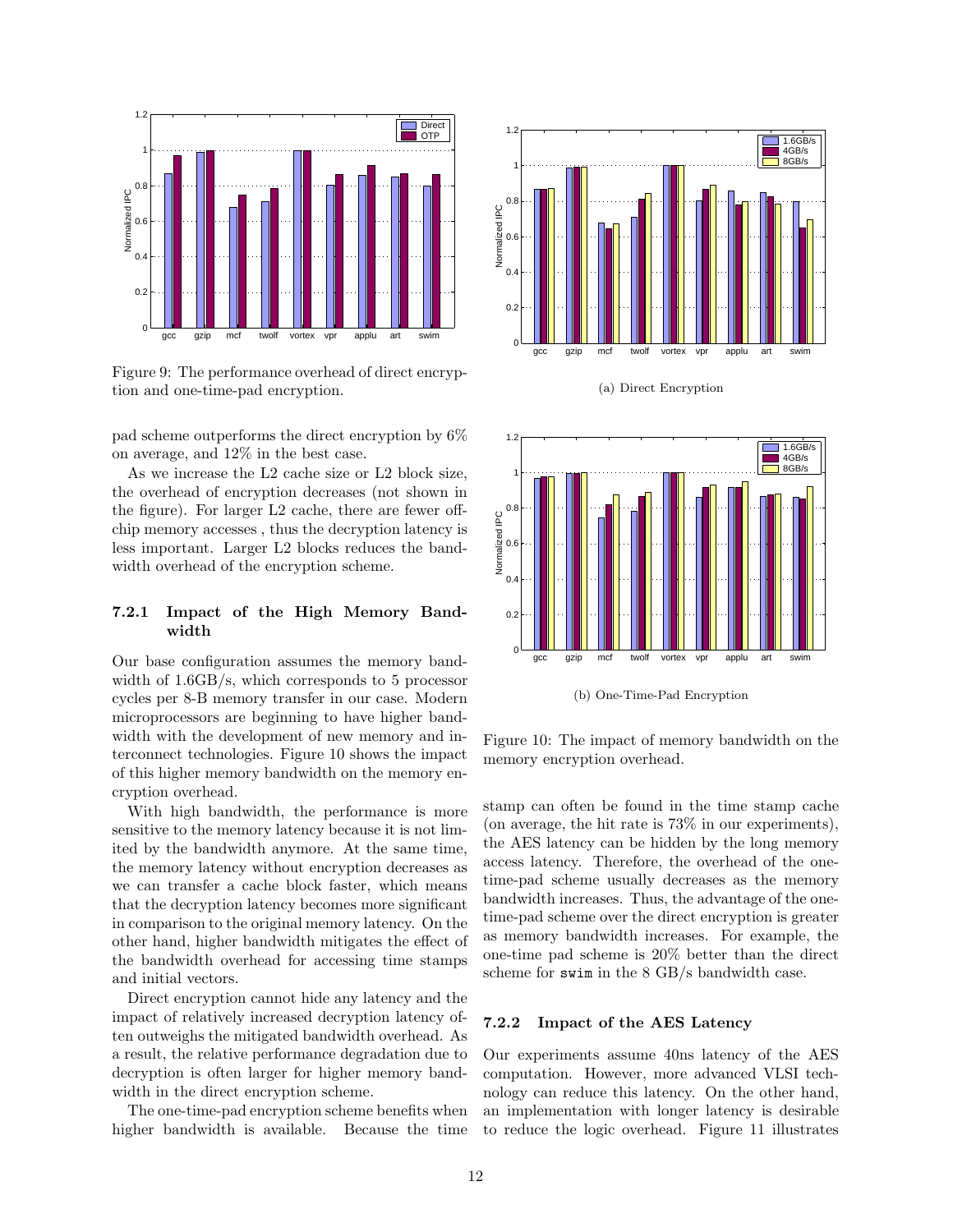Figure 9: The performance overhead of direct encryption and one-time-pad encryption.

pad scheme outperforms the direct encryption by 6% on average, and 12% in the best case.

As we increase the L2 cache size or L2 block size, the overhead of encryption decreases (not shown in the figure). For larger L2 cache, there are fewer off-chip memory accesses , thus the decryption latency is less important. Larger L2 blocks reduces the bandwidth overhead of the encryption scheme.

#### 7.2.1 Impact of the High Memory Bandwidth

Our base configuration assumes the memory bandwidth of 1.6GB/s, which corresponds to 5 processor cycles per 8-B memory transfer in our case. Modern microprocessors are beginning to have higher bandwidth with the development of new memory and interconnect technologies. Figure 10 shows the impact of this higher memory bandwidth on the memory encryption overhead.

With high bandwidth, the performance is more sensitive to the memory latency because it is not limited by the bandwidth anymore. At the same time, the memory latency without encryption decreases as we can transfer a cache block faster, which means that the decryption latency becomes more significant in comparison to the original memory latency. On the other hand, higher bandwidth mitigates the effect of the bandwidth overhead for accessing time stamps and initial vectors.

Direct encryption cannot hide any latency and the impact of relatively increased decryption latency often outweighs the mitigated bandwidth overhead. As a result, the relative performance degradation due to decryption is often larger for higher memory bandwidth in the direct encryption scheme.

The one-time-pad encryption scheme benefits when higher bandwidth is available. Because the time

(a) Direct Encryption

(b) One-Time-Pad Encryption

Figure 10: The impact of memory bandwidth on the memory encryption overhead.

stamp can often be found in the time stamp cache (on average, the hit rate is 73% in our experiments), the AES latency can be hidden by the long memory access latency. Therefore, the overhead of the one-time-pad scheme usually decreases as the memory bandwidth increases. Thus, the advantage of the one-time-pad scheme over the direct encryption is greater as memory bandwidth increases. For example, the one-time pad scheme is 20% better than the direct scheme for `swim` in the 8 GB/s bandwidth case.

#### 7.2.2 Impact of the AES Latency

Our experiments assume 40ns latency of the AES computation. However, more advanced VLSI technology can reduce this latency. On the other hand, an implementation with longer latency is desirable to reduce the logic overhead. Figure 11 illustrates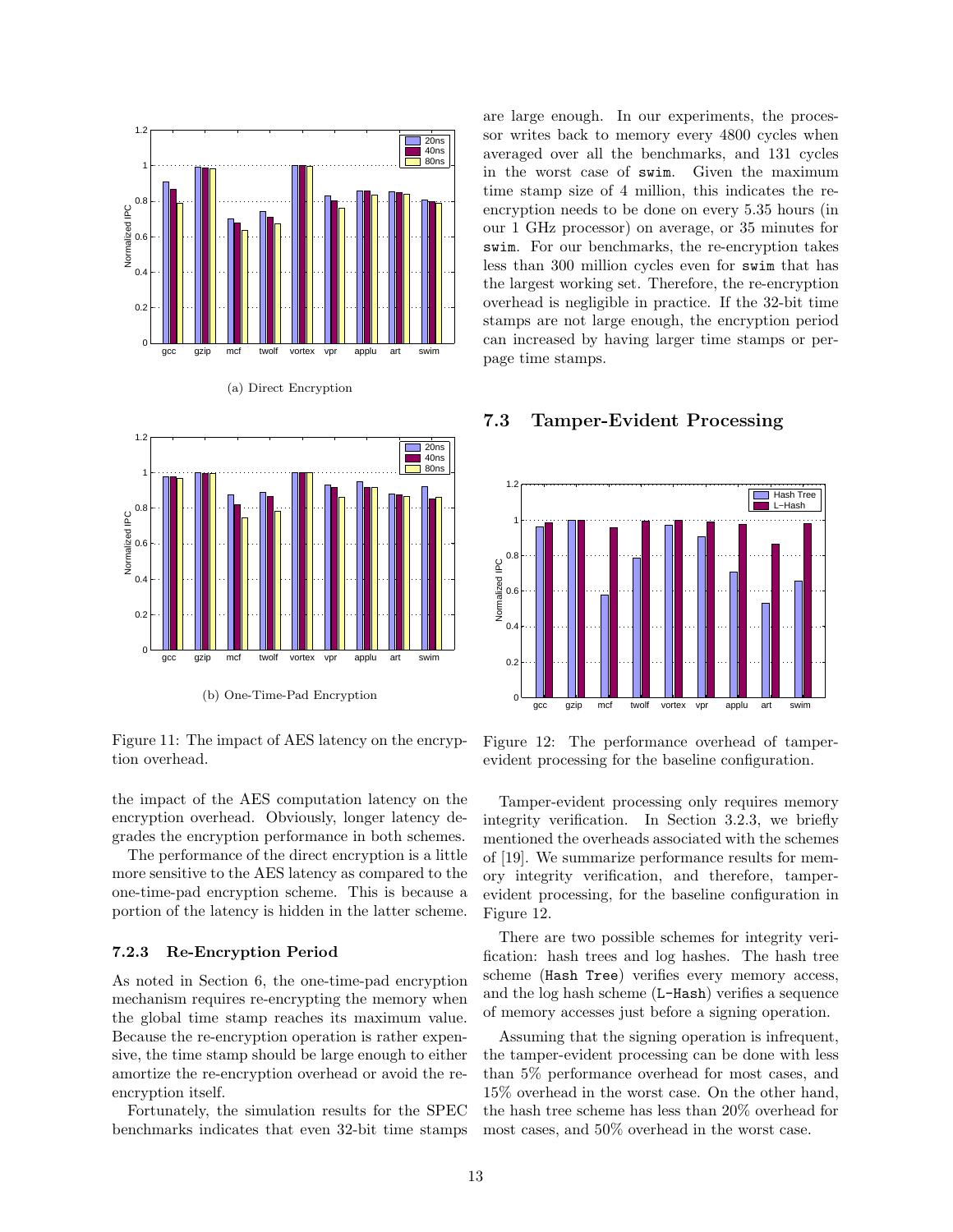(a) Direct Encryption

(b) One-Time-Pad Encryption

Figure 11: The impact of AES latency on the encryption overhead.

the impact of the AES computation latency on the encryption overhead. Obviously, longer latency degrades the encryption performance in both schemes.

The performance of the direct encryption is a little more sensitive to the AES latency as compared to the one-time-pad encryption scheme. This is because a portion of the latency is hidden in the latter scheme.

#### 7.2.3 Re-Encryption Period

As noted in Section 6, the one-time-pad encryption mechanism requires re-encrypting the memory when the global time stamp reaches its maximum value. Because the re-encryption operation is rather expensive, the time stamp should be large enough to either amortize the re-encryption overhead or avoid the re-encryption itself.

Fortunately, the simulation results for the SPEC benchmarks indicates that even 32-bit time stamps are large enough. In our experiments, the processor writes back to memory every 4800 cycles when averaged over all the benchmarks, and 131 cycles in the worst case of `swim`. Given the maximum time stamp size of 4 million, this indicates the re-encryption needs to be done on every 5.35 hours (in our 1 GHz processor) on average, or 35 minutes for `swim`. For our benchmarks, the re-encryption takes less than 300 million cycles even for `swim` that has the largest working set. Therefore, the re-encryption overhead is negligible in practice. If the 32-bit time stamps are not large enough, the encryption period can increased by having larger time stamps or per-page time stamps.

### 7.3 Tamper-Evident Processing

Figure 12: The performance overhead of tamper-evident processing for the baseline configuration.

Tamper-evident processing only requires memory integrity verification. In Section 3.2.3, we briefly mentioned the overheads associated with the schemes of [19]. We summarize performance results for memory integrity verification, and therefore, tamper-evident processing, for the baseline configuration in Figure 12.

There are two possible schemes for integrity verification: hash trees and log hashes. The hash tree scheme (`Hash Tree`) verifies every memory access, and the log hash scheme (`L-Hash`) verifies a sequence of memory accesses just before a signing operation.

Assuming that the signing operation is infrequent, the tamper-evident processing can be done with less than 5% performance overhead for most cases, and 15% overhead in the worst case. On the other hand, the hash tree scheme has less than 20% overhead for most cases, and 50% overhead in the worst case.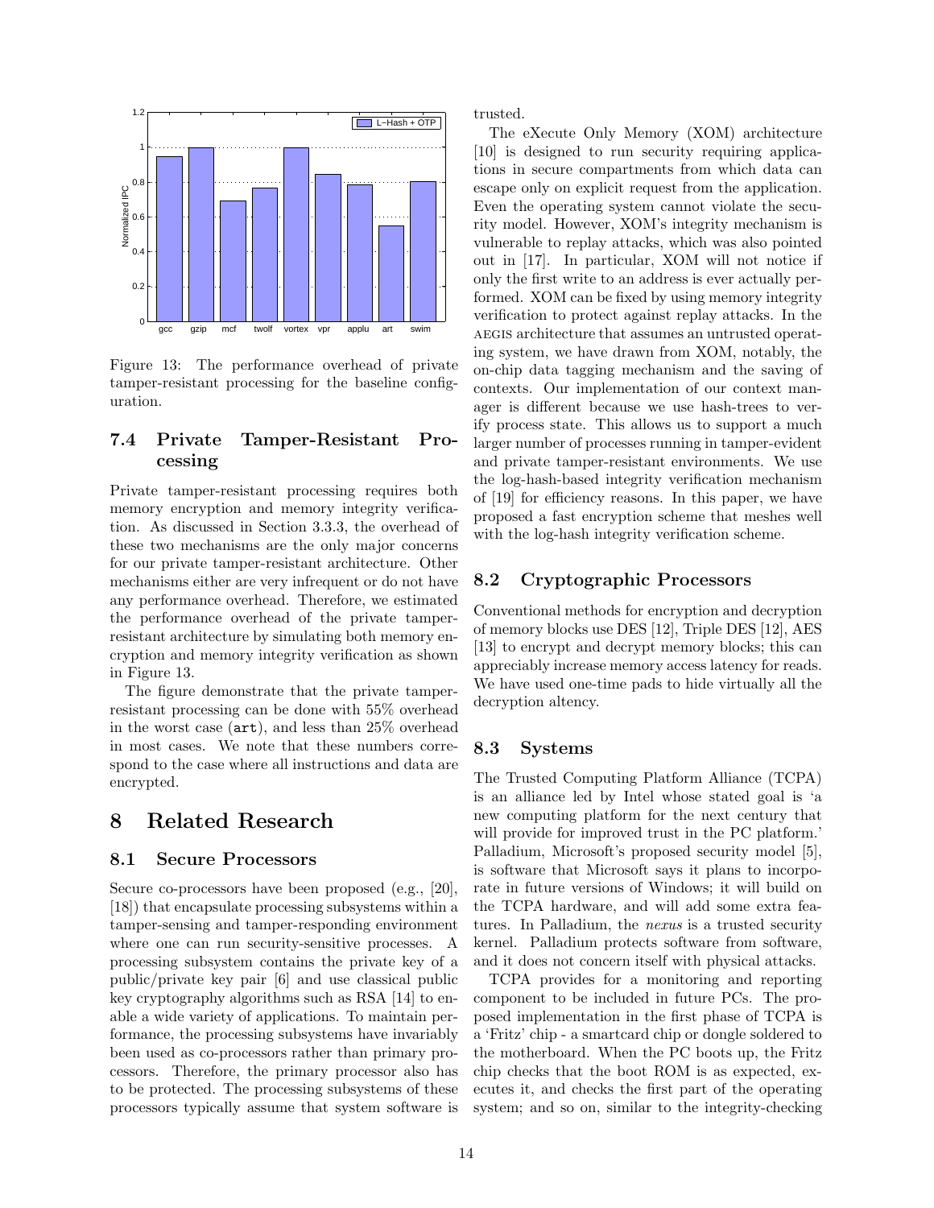Figure 13: The performance overhead of private tamper-resistant processing for the baseline configuration.

### 7.4 Private Tamper-Resistant Processing

Private tamper-resistant processing requires both memory encryption and memory integrity verification. As discussed in Section 3.3.3, the overhead of these two mechanisms are the only major concerns for our private tamper-resistant architecture. Other mechanisms either are very infrequent or do not have any performance overhead. Therefore, we estimated the performance overhead of the private tamper-resistant architecture by simulating both memory encryption and memory integrity verification as shown in Figure 13.

The figure demonstrate that the private tamper-resistant processing can be done with 55% overhead in the worst case (`art`), and less than 25% overhead in most cases. We note that these numbers correspond to the case where all instructions and data are encrypted.

## 8 Related Research

### 8.1 Secure Processors

Secure co-processors have been proposed (e.g., [20], [18]) that encapsulate processing subsystems within a tamper-sensing and tamper-responding environment where one can run security-sensitive processes. A processing subsystem contains the private key of a public/private key pair [6] and use classical public key cryptography algorithms such as RSA [14] to enable a wide variety of applications. To maintain performance, the processing subsystems have invariably been used as co-processors rather than primary processors. Therefore, the primary processor also has to be protected. The processing subsystems of these processors typically assume that system software is trusted.

The eXecute Only Memory (XOM) architecture [10] is designed to run security requiring applications in secure compartments from which data can escape only on explicit request from the application. Even the operating system cannot violate the security model. However, XOM's integrity mechanism is vulnerable to replay attacks, which was also pointed out in [17]. In particular, XOM will not notice if only the first write to an address is ever actually performed. XOM can be fixed by using memory integrity verification to protect against replay attacks. In the AEGIS architecture that assumes an untrusted operating system, we have drawn from XOM, notably, the on-chip data tagging mechanism and the saving of contexts. Our implementation of our context manager is different because we use hash-trees to verify process state. This allows us to support a much larger number of processes running in tamper-evident and private tamper-resistant environments. We use the log-hash-based integrity verification mechanism of [19] for efficiency reasons. In this paper, we have proposed a fast encryption scheme that meshes well with the log-hash integrity verification scheme.

### 8.2 Cryptographic Processors

Conventional methods for encryption and decryption of memory blocks use DES [12], Triple DES [12], AES [13] to encrypt and decrypt memory blocks; this can appreciably increase memory access latency for reads. We have used one-time pads to hide virtually all the decryption altency.

### 8.3 Systems

The Trusted Computing Platform Alliance (TCPA) is an alliance led by Intel whose stated goal is 'a new computing platform for the next century that will provide for improved trust in the PC platform.' Palladium, Microsoft's proposed security model [5], is software that Microsoft says it plans to incorporate in future versions of Windows; it will build on the TCPA hardware, and will add some extra features. In Palladium, the *nexus* is a trusted security kernel. Palladium protects software from software, and it does not concern itself with physical attacks.

TCPA provides for a monitoring and reporting component to be included in future PCs. The proposed implementation in the first phase of TCPA is a 'Fritz' chip - a smartcard chip or dongle soldered to the motherboard. When the PC boots up, the Fritz chip checks that the boot ROM is as expected, executes it, and checks the first part of the operating system; and so on, similar to the integrity-checking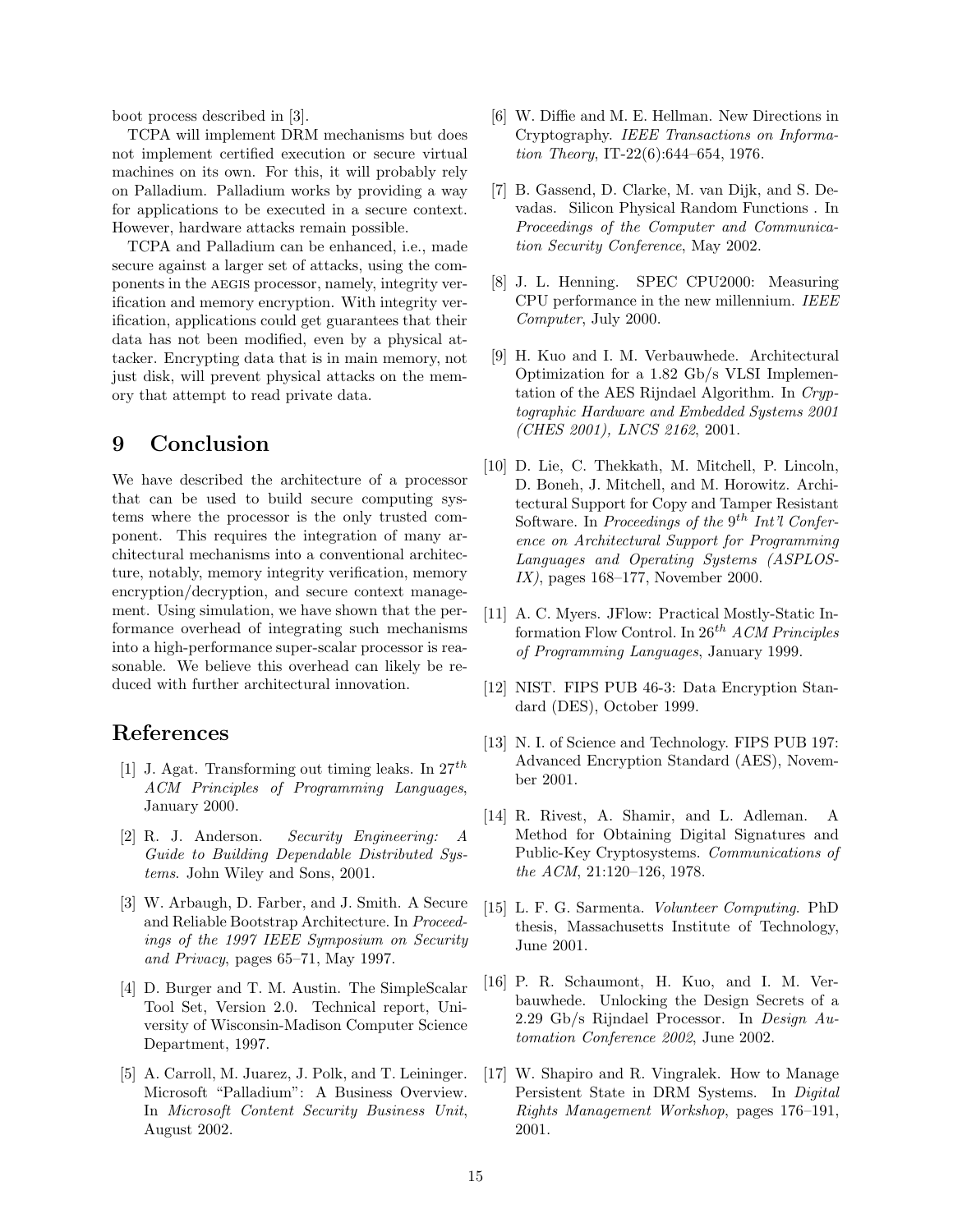boot process described in [3].

TCPA will implement DRM mechanisms but does not implement certified execution or secure virtual machines on its own. For this, it will probably rely on Palladium. Palladium works by providing a way for applications to be executed in a secure context. However, hardware attacks remain possible.

TCPA and Palladium can be enhanced, i.e., made secure against a larger set of attacks, using the components in the AEGIS processor, namely, integrity verification and memory encryption. With integrity verification, applications could get guarantees that their data has not been modified, even by a physical attacker. Encrypting data that is in main memory, not just disk, will prevent physical attacks on the memory that attempt to read private data.

# 9 Conclusion

We have described the architecture of a processor that can be used to build secure computing systems where the processor is the only trusted component. This requires the integration of many architectural mechanisms into a conventional architecture, notably, memory integrity verification, memory encryption/decryption, and secure context management. Using simulation, we have shown that the performance overhead of integrating such mechanisms into a high-performance super-scalar processor is reasonable. We believe this overhead can likely be reduced with further architectural innovation.

# References

[1] J. Agat. Transforming out timing leaks. In $27^{th}$ *ACM Principles of Programming Languages*, January 2000.

[2] R. J. Anderson. *Security Engineering: A Guide to Building Dependable Distributed Systems*. John Wiley and Sons, 2001.

[3] W. Arbaugh, D. Farber, and J. Smith. A Secure and Reliable Bootstrap Architecture. In *Proceedings of the 1997 IEEE Symposium on Security and Privacy*, pages 65–71, May 1997.

[4] D. Burger and T. M. Austin. The SimpleScalar Tool Set, Version 2.0. Technical report, University of Wisconsin-Madison Computer Science Department, 1997.

[5] A. Carroll, M. Juarez, J. Polk, and T. Leininger. Microsoft "Palladium": A Business Overview. In *Microsoft Content Security Business Unit*, August 2002.

[6] W. Diffie and M. E. Hellman. New Directions in Cryptography. *IEEE Transactions on Information Theory*, IT-22(6):644–654, 1976.

[7] B. Gassend, D. Clarke, M. van Dijk, and S. Devadas. Silicon Physical Random Functions . In *Proceedings of the Computer and Communication Security Conference*, May 2002.

[8] J. L. Henning. SPEC CPU2000: Measuring CPU performance in the new millennium. *IEEE Computer*, July 2000.

[9] H. Kuo and I. M. Verbauwhede. Architectural Optimization for a 1.82 Gb/s VLSI Implementation of the AES Rijndael Algorithm. In *Cryptographic Hardware and Embedded Systems 2001 (CHES 2001), LNCS 2162*, 2001.

[10] D. Lie, C. Thekkath, M. Mitchell, P. Lincoln, D. Boneh, J. Mitchell, and M. Horowitz. Architectural Support for Copy and Tamper Resistant Software. In *Proceedings of the* $9^{th}$ *Int'l Conference on Architectural Support for Programming Languages and Operating Systems (ASPLOS-IX)*, pages 168–177, November 2000.

[11] A. C. Myers. JFlow: Practical Mostly-Static Information Flow Control. In $26^{th}$ *ACM Principles of Programming Languages*, January 1999.

[12] NIST. FIPS PUB 46-3: Data Encryption Standard (DES), October 1999.

[13] N. I. of Science and Technology. FIPS PUB 197: Advanced Encryption Standard (AES), November 2001.

[14] R. Rivest, A. Shamir, and L. Adleman. A Method for Obtaining Digital Signatures and Public-Key Cryptosystems. *Communications of the ACM*, 21:120–126, 1978.

[15] L. F. G. Sarmenta. *Volunteer Computing*. PhD thesis, Massachusetts Institute of Technology, June 2001.

[16] P. R. Schaumont, H. Kuo, and I. M. Verbauwhede. Unlocking the Design Secrets of a 2.29 Gb/s Rijndael Processor. In *Design Automation Conference 2002*, June 2002.

[17] W. Shapiro and R. Vingralek. How to Manage Persistent State in DRM Systems. In *Digital Rights Management Workshop*, pages 176–191, 2001.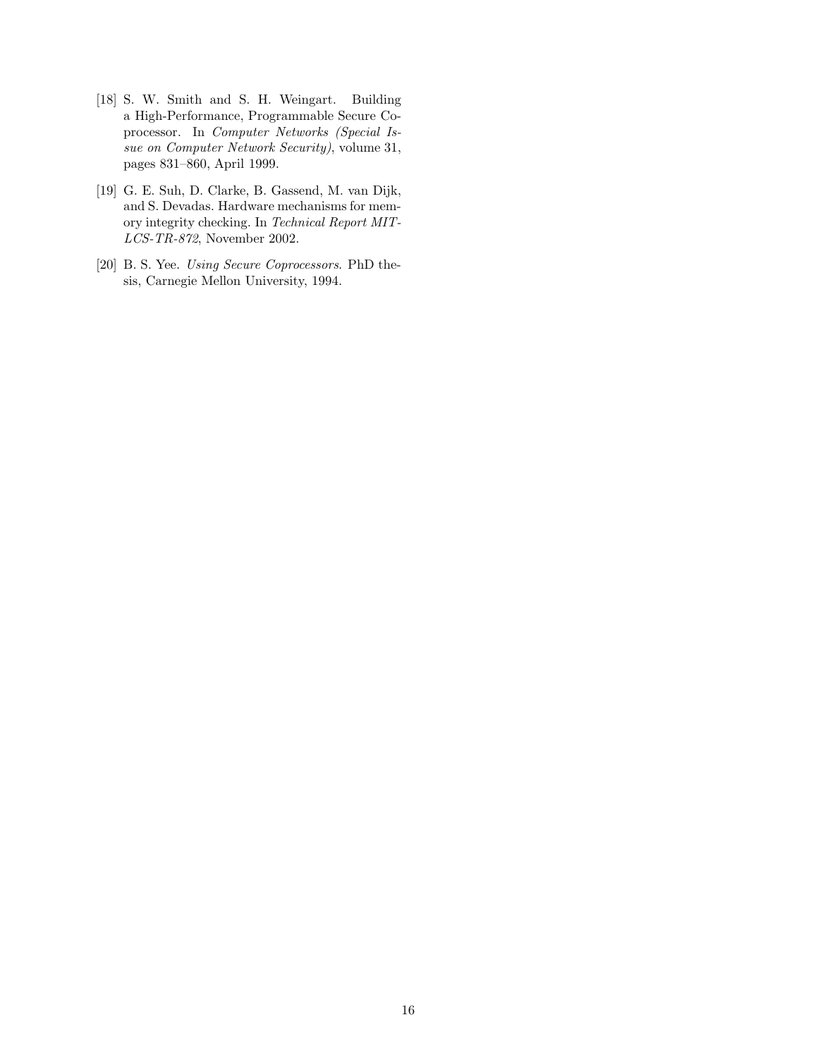[18] S. W. Smith and S. H. Weingart. Building a High-Performance, Programmable Secure Coprocessor. In *Computer Networks (Special Issue on Computer Network Security)*, volume 31, pages 831–860, April 1999.

[19] G. E. Suh, D. Clarke, B. Gassend, M. van Dijk, and S. Devadas. Hardware mechanisms for memory integrity checking. In *Technical Report MIT-LCS-TR-872*, November 2002.

[20] B. S. Yee. *Using Secure Coprocessors*. PhD thesis, Carnegie Mellon University, 1994.